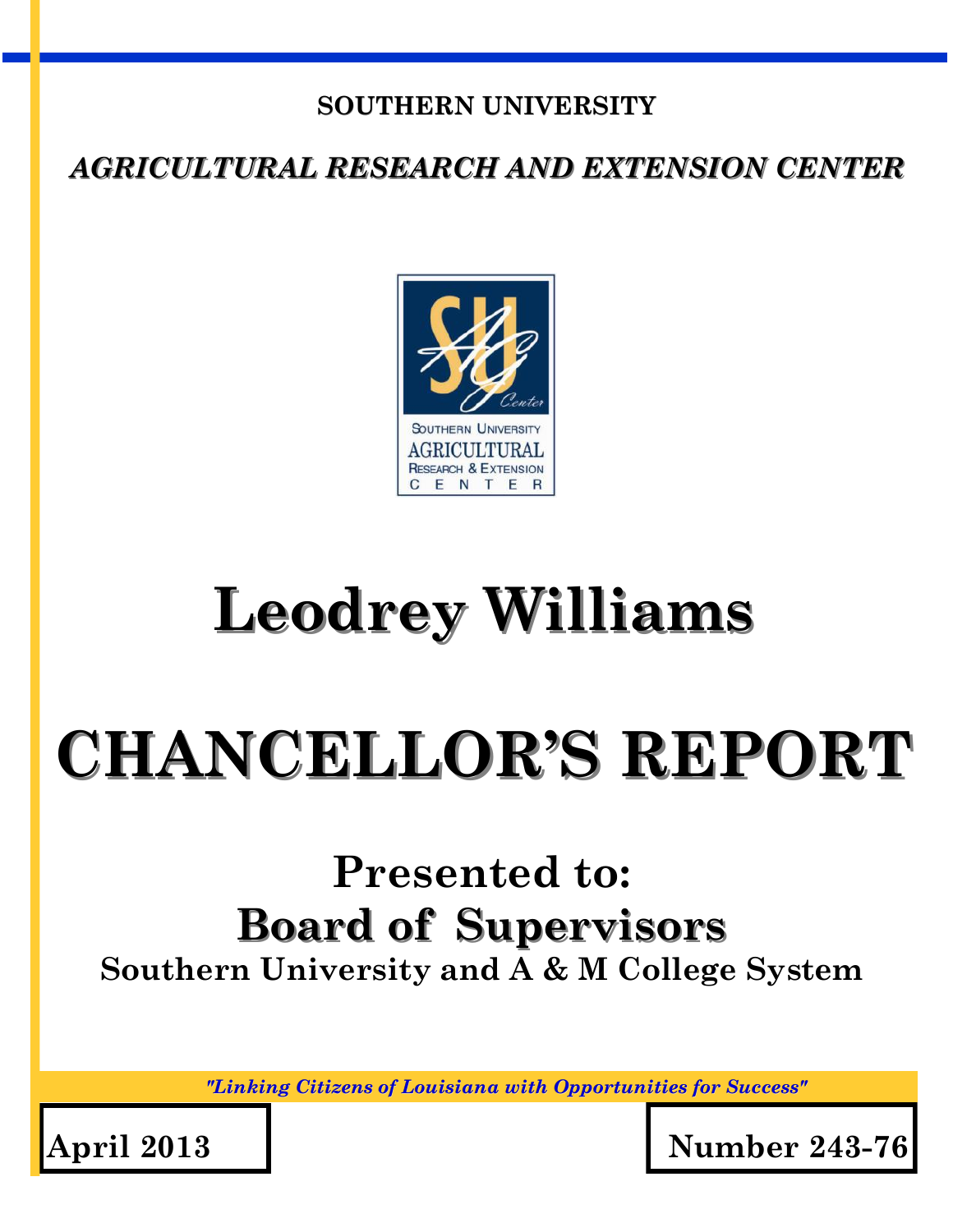**SOUTHERN UNIVERSITY**

***AGRICULTURAL RESEARCH AND EXTENSION CENTER***

# Leodrey Williams

# CHANCELLOR'S REPORT

## Presented to:

## Board of Supervisors

**Southern University and A & M College System**

*"Linking Citizens of Louisiana with Opportunities for Success"*

**April 2013**

**Number 243-76**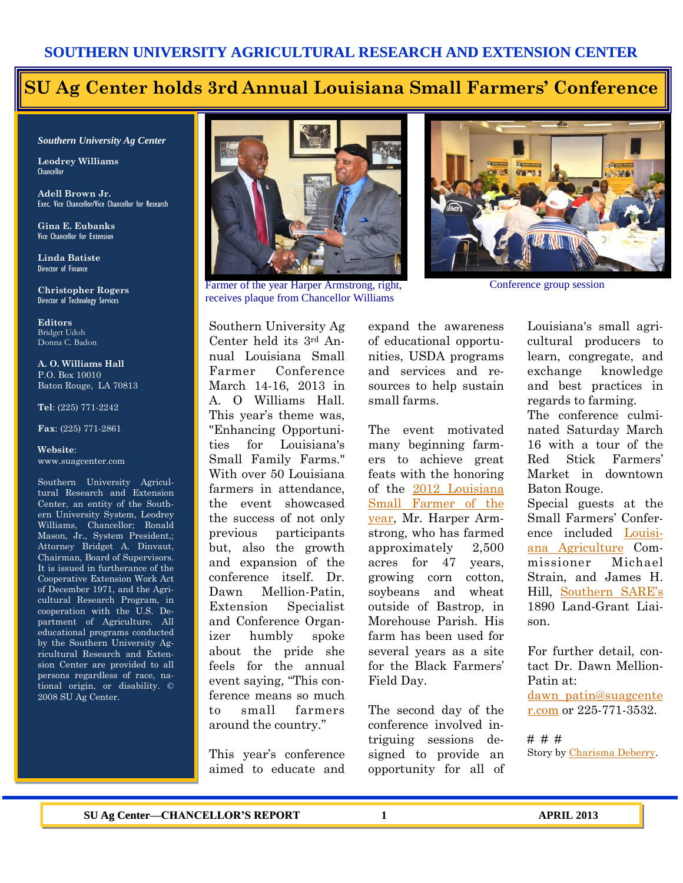# SU Ag Center holds 3rd Annual Louisiana Small Farmers' Conference

***Southern University Ag Center***

**Leodrey Williams**
Chancellor

**Adell Brown Jr.**
Exec. Vice Chancellor/Vice Chancellor for Research

**Gina E. Eubanks**
Vice Chancellor for Extension

**Linda Batiste**
Director of Finance

**Christopher Rogers**
Director of Technology Services

**Editors**
Bridget Udoh
Donna C. Badon

**A. O. Williams Hall**
P.O. Box 10010
Baton Rouge, LA 70813

**Tel**: (225) 771-2242

**Fax**: (225) 771-2861

**Website**:
www.suagcenter.com

Southern University Agricultural Research and Extension Center, an entity of the Southern University System, Leodrey Williams, Chancellor; Ronald Mason, Jr., System President,; Attorney Bridget A. Dinvaut, Chairman, Board of Supervisors. It is issued in furtherance of the Cooperative Extension Work Act of December 1971, and the Agricultural Research Program, in cooperation with the U.S. Department of Agriculture. All educational programs conducted by the Southern University Agricultural Research and Extension Center are provided to all persons regardless of race, national origin, or disability. © 2008 SU Ag Center.

Farmer of the year Harper Armstrong, right, receives plaque from Chancellor Williams

Conference group session

Southern University Ag Center held its 3rd Annual Louisiana Small Farmer Conference March 14-16, 2013 in A. O Williams Hall. This year's theme was, "Enhancing Opportunities for Louisiana's Small Family Farms." With over 50 Louisiana farmers in attendance, the event showcased the success of not only previous participants but, also the growth and expansion of the conference itself. Dr. Dawn Mellion-Patin, Extension Specialist and Conference Organizer humbly spoke about the pride she feels for the annual event saying, "This conference means so much to small farmers around the country."

This year's conference aimed to educate and expand the awareness of educational opportunities, USDA programs and services and resources to help sustain small farms.

The event motivated many beginning farmers to achieve great feats with the honoring of the 2012 Louisiana Small Farmer of the year, Mr. Harper Armstrong, who has farmed approximately 2,500 acres for 47 years, growing corn cotton, soybeans and wheat outside of Bastrop, in Morehouse Parish. His farm has been used for several years as a site for the Black Farmers' Field Day.

The second day of the conference involved intriguing sessions designed to provide an opportunity for all of Louisiana's small agricultural producers to learn, congregate, and exchange knowledge and best practices in regards to farming.
The conference culminated Saturday March 16 with a tour of the Red Stick Farmers' Market in downtown Baton Rouge.
Special guests at the Small Farmers' Conference included Louisiana Agriculture Commissioner Michael Strain, and James H. Hill, Southern SARE's 1890 Land-Grant Liaison.

For further detail, contact Dr. Dawn Mellion-Patin at:
dawn_patin@suagcenter.com or 225-771-3532.

# # #
Story by Charisma Deberry.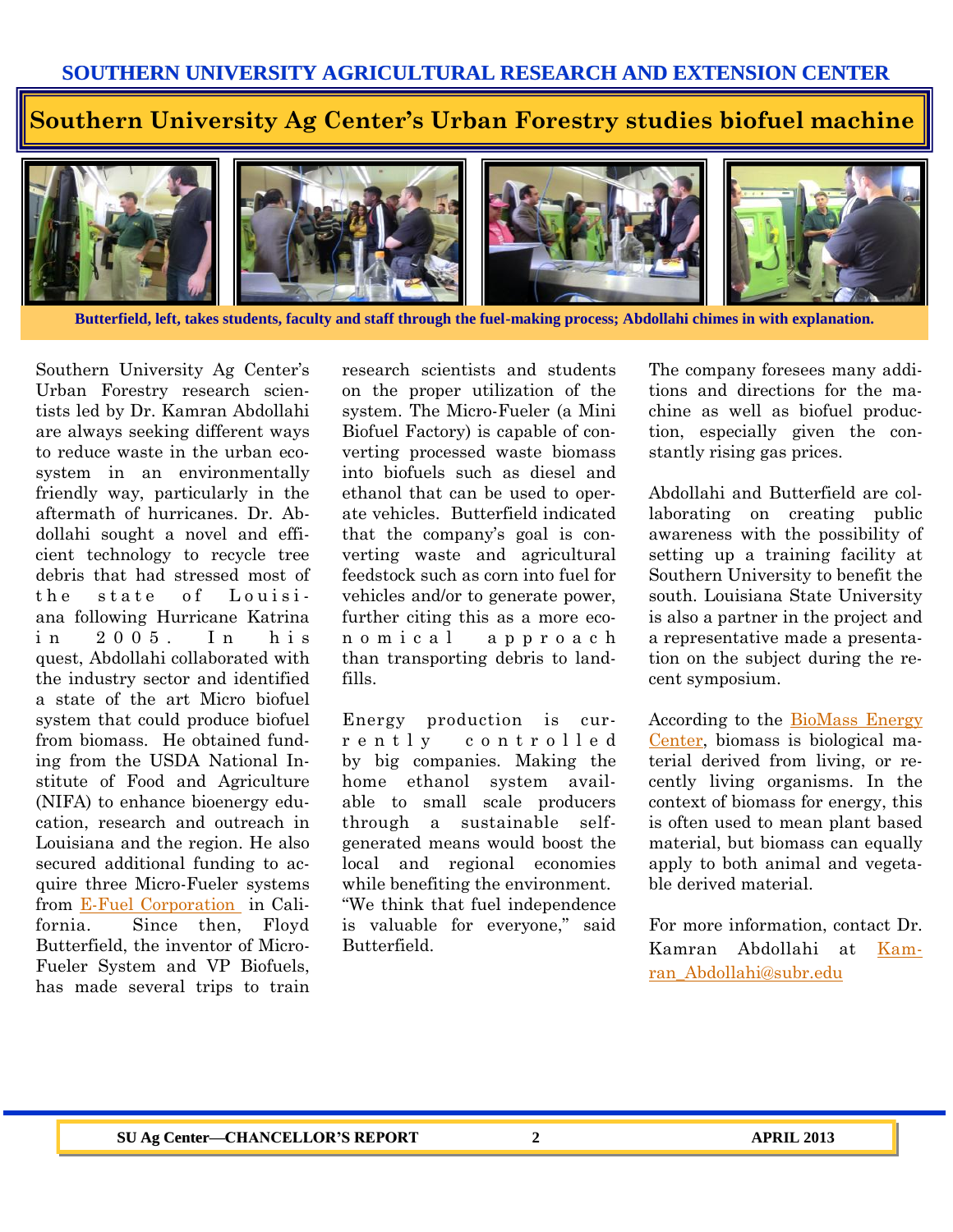## Southern University Ag Center's Urban Forestry studies biofuel machine

**Butterfield, left, takes students, faculty and staff through the fuel-making process; Abdollahi chimes in with explanation.**

Southern University Ag Center's Urban Forestry research scientists led by Dr. Kamran Abdollahi are always seeking different ways to reduce waste in the urban ecosystem in an environmentally friendly way, particularly in the aftermath of hurricanes. Dr. Abdollahi sought a novel and efficient technology to recycle tree debris that had stressed most of the state of Louisiana following Hurricane Katrina in 2005. In his quest, Abdollahi collaborated with the industry sector and identified a state of the art Micro biofuel system that could produce biofuel from biomass. He obtained funding from the USDA National Institute of Food and Agriculture (NIFA) to enhance bioenergy education, research and outreach in Louisiana and the region. He also secured additional funding to acquire three Micro-Fueler systems from E-Fuel Corporation in California. Since then, Floyd Butterfield, the inventor of Micro-Fueler System and VP Biofuels, has made several trips to train research scientists and students on the proper utilization of the system. The Micro-Fueler (a Mini Biofuel Factory) is capable of converting processed waste biomass into biofuels such as diesel and ethanol that can be used to operate vehicles. Butterfield indicated that the company's goal is converting waste and agricultural feedstock such as corn into fuel for vehicles and/or to generate power, further citing this as a more economical approach than transporting debris to landfills.

Energy production is currently controlled by big companies. Making the home ethanol system available to small scale producers through a sustainable self-generated means would boost the local and regional economies while benefiting the environment. "We think that fuel independence is valuable for everyone," said Butterfield.

The company foresees many additions and directions for the machine as well as biofuel production, especially given the constantly rising gas prices.

Abdollahi and Butterfield are collaborating on creating public awareness with the possibility of setting up a training facility at Southern University to benefit the south. Louisiana State University is also a partner in the project and a representative made a presentation on the subject during the recent symposium.

According to the BioMass Energy Center, biomass is biological material derived from living, or recently living organisms. In the context of biomass for energy, this is often used to mean plant based material, but biomass can equally apply to both animal and vegetable derived material.

For more information, contact Dr. Kamran Abdollahi at Kamran_Abdollahi@subr.edu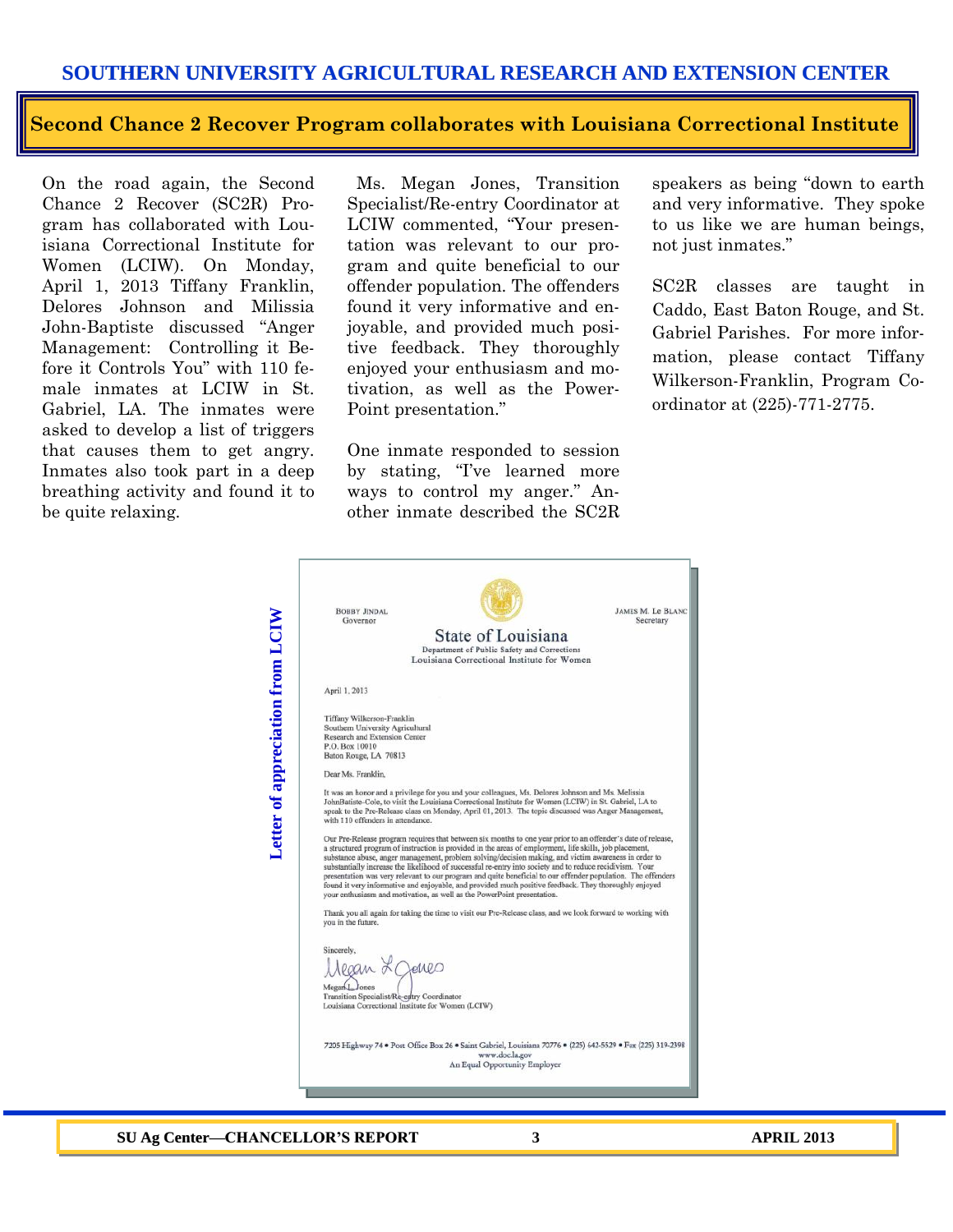## Second Chance 2 Recover Program collaborates with Louisiana Correctional Institute

On the road again, the Second Chance 2 Recover (SC2R) Program has collaborated with Louisiana Correctional Institute for Women (LCIW). On Monday, April 1, 2013 Tiffany Franklin, Delores Johnson and Milissia John-Baptiste discussed "Anger Management: Controlling it Before it Controls You" with 110 female inmates at LCIW in St. Gabriel, LA. The inmates were asked to develop a list of triggers that causes them to get angry. Inmates also took part in a deep breathing activity and found it to be quite relaxing.

Ms. Megan Jones, Transition Specialist/Re-entry Coordinator at LCIW commented, "Your presentation was relevant to our program and quite beneficial to our offender population. The offenders found it very informative and enjoyable, and provided much positive feedback. They thoroughly enjoyed your enthusiasm and motivation, as well as the PowerPoint presentation."

One inmate responded to session by stating, "I've learned more ways to control my anger." Another inmate described the SC2R speakers as being "down to earth and very informative. They spoke to us like we are human beings, not just inmates."

SC2R classes are taught in Caddo, East Baton Rouge, and St. Gabriel Parishes. For more information, please contact Tiffany Wilkerson-Franklin, Program Coordinator at (225)-771-2775.

**Letter of appreciation from LCIW**

BOBBY JINDAL
Governor

JAMES M. Le BLANC
Secretary

State of Louisiana
Department of Public Safety and Corrections
Louisiana Correctional Institute for Women

April 1, 2013

Tiffany Wilkerson-Franklin
Southern University Agricultural
Research and Extension Center
P.O. Box 10010
Baton Rouge, LA 70813

Dear Ms. Franklin,

It was an honor and a privilege for you and your colleagues, Ms. Delores Johnson and Ms. Melissia JohnBatiste-Cole, to visit the Louisiana Correctional Institute for Women (LCIW) in St. Gabriel, LA to speak to the Pre-Release class on Monday, April 01, 2013. The topic discussed was Anger Management, with 110 offenders in attendance.

Our Pre-Release program requires that between six months to one year prior to an offender's date of release, a structured program of instruction is provided in the areas of employment, life skills, job placement, substance abuse, anger management, problem solving/decision making, and victim awareness in order to substantially increase the likelihood of successful re-entry into society and to reduce recidivism. Your presentation was very relevant to our program and quite beneficial to our offender population. The offenders found it very informative and enjoyable, and provided much positive feedback. They thoroughly enjoyed your enthusiasm and motivation, as well as the PowerPoint presentation.

Thank you all again for taking the time to visit our Pre-Release class, and we look forward to working with you in the future.

Sincerely,

Megan L. Jones
Transition Specialist/Re-entry Coordinator
Louisiana Correctional Institute for Women (LCIW)

7205 Highway 74 • Post Office Box 26 • Saint Gabriel, Louisiana 70776 • (225) 642-5529 • Fax (225) 319-2398
www.doc.la.gov
An Equal Opportunity Employer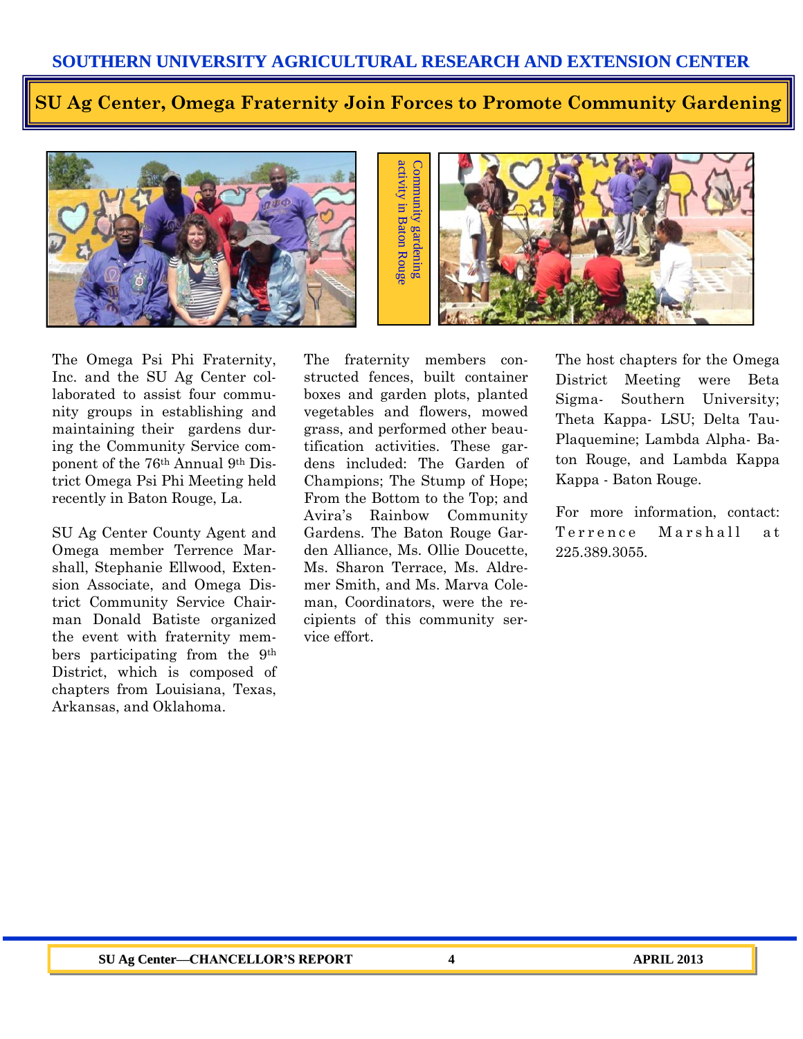## SU Ag Center, Omega Fraternity Join Forces to Promote Community Gardening

Community gardening activity in Baton Rouge

The Omega Psi Phi Fraternity, Inc. and the SU Ag Center collaborated to assist four community groups in establishing and maintaining their gardens during the Community Service component of the 76th Annual 9th District Omega Psi Phi Meeting held recently in Baton Rouge, La.

SU Ag Center County Agent and Omega member Terrence Marshall, Stephanie Ellwood, Extension Associate, and Omega District Community Service Chairman Donald Batiste organized the event with fraternity members participating from the 9th District, which is composed of chapters from Louisiana, Texas, Arkansas, and Oklahoma.

The fraternity members constructed fences, built container boxes and garden plots, planted vegetables and flowers, mowed grass, and performed other beautification activities. These gardens included: The Garden of Champions; The Stump of Hope; From the Bottom to the Top; and Avira's Rainbow Community Gardens. The Baton Rouge Garden Alliance, Ms. Ollie Doucette, Ms. Sharon Terrace, Ms. Aldremer Smith, and Ms. Marva Coleman, Coordinators, were the recipients of this community service effort.

The host chapters for the Omega District Meeting were Beta Sigma- Southern University; Theta Kappa- LSU; Delta Tau- Plaquemine; Lambda Alpha- Baton Rouge, and Lambda Kappa Kappa - Baton Rouge.

For more information, contact: Terrence Marshall at 225.389.3055.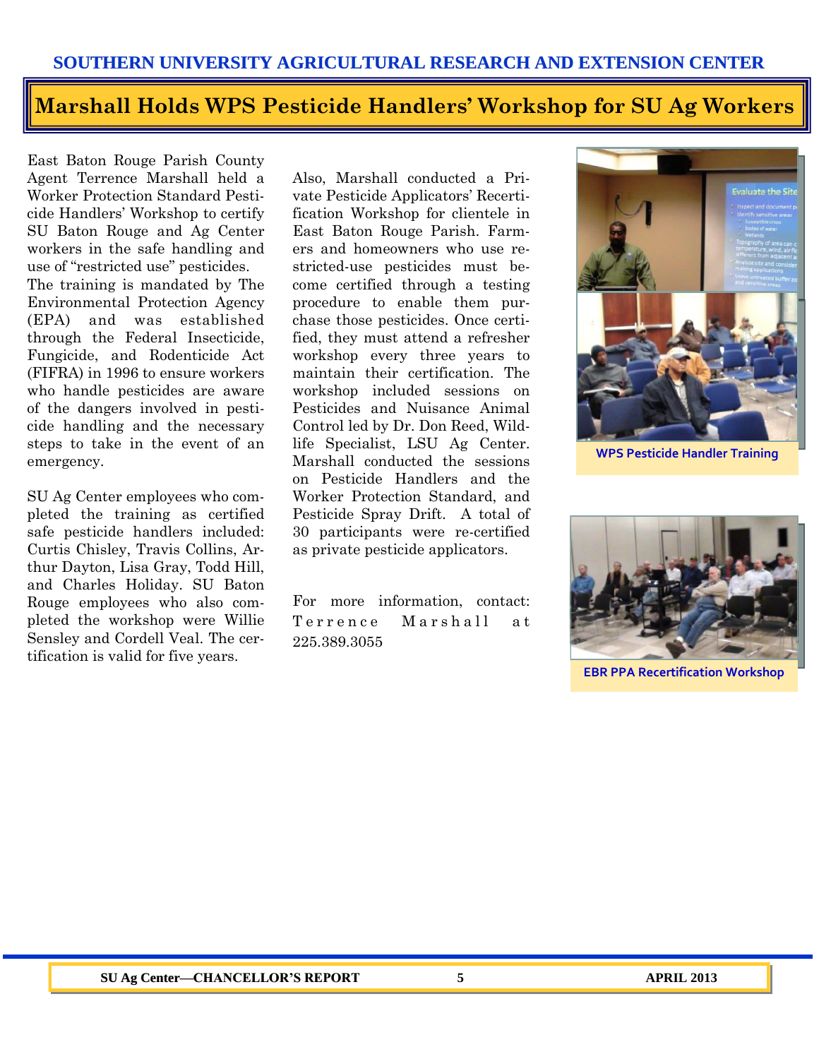# Marshall Holds WPS Pesticide Handlers' Workshop for SU Ag Workers

East Baton Rouge Parish County Agent Terrence Marshall held a Worker Protection Standard Pesticide Handlers' Workshop to certify SU Baton Rouge and Ag Center workers in the safe handling and use of "restricted use" pesticides. The training is mandated by The Environmental Protection Agency (EPA) and was established through the Federal Insecticide, Fungicide, and Rodenticide Act (FIFRA) in 1996 to ensure workers who handle pesticides are aware of the dangers involved in pesticide handling and the necessary steps to take in the event of an emergency.

SU Ag Center employees who completed the training as certified safe pesticide handlers included: Curtis Chisley, Travis Collins, Arthur Dayton, Lisa Gray, Todd Hill, and Charles Holiday. SU Baton Rouge employees who also completed the workshop were Willie Sensley and Cordell Veal. The certification is valid for five years.

Also, Marshall conducted a Private Pesticide Applicators' Recertification Workshop for clientele in East Baton Rouge Parish. Farmers and homeowners who use restricted-use pesticides must become certified through a testing procedure to enable them purchase those pesticides. Once certified, they must attend a refresher workshop every three years to maintain their certification. The workshop included sessions on Pesticides and Nuisance Animal Control led by Dr. Don Reed, Wildlife Specialist, LSU Ag Center. Marshall conducted the sessions on Pesticide Handlers and the Worker Protection Standard, and Pesticide Spray Drift. A total of 30 participants were re-certified as private pesticide applicators.

For more information, contact: Terrence Marshall at 225.389.3055

WPS Pesticide Handler Training

EBR PPA Recertification Workshop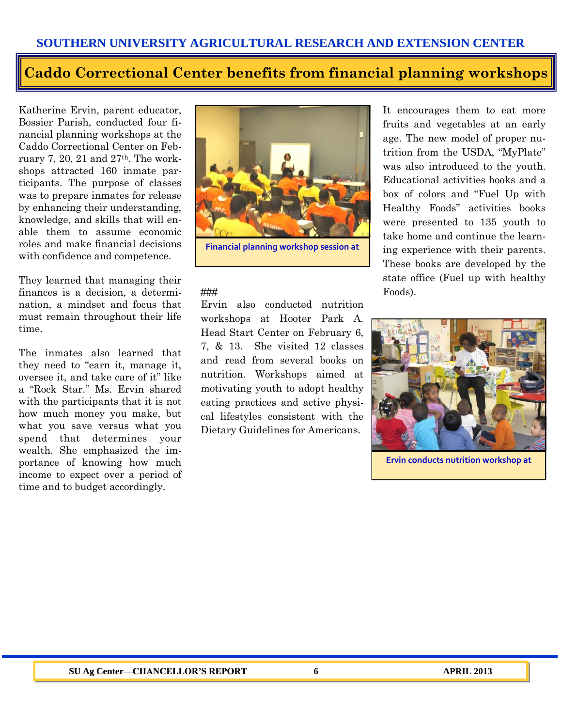## Caddo Correctional Center benefits from financial planning workshops

Katherine Ervin, parent educator, Bossier Parish, conducted four financial planning workshops at the Caddo Correctional Center on February 7, 20, 21 and 27th. The workshops attracted 160 inmate participants. The purpose of classes was to prepare inmates for release by enhancing their understanding, knowledge, and skills that will enable them to assume economic roles and make financial decisions with confidence and competence.

They learned that managing their finances is a decision, a determination, a mindset and focus that must remain throughout their life time.

The inmates also learned that they need to "earn it, manage it, oversee it, and take care of it" like a "Rock Star." Ms. Ervin shared with the participants that it is not how much money you make, but what you save versus what you spend that determines your wealth. She emphasized the importance of knowing how much income to expect over a period of time and to budget accordingly.

Financial planning workshop session at

###

Ervin also conducted nutrition workshops at Hooter Park A. Head Start Center on February 6, 7, & 13. She visited 12 classes and read from several books on nutrition. Workshops aimed at motivating youth to adopt healthy eating practices and active physical lifestyles consistent with the Dietary Guidelines for Americans.

It encourages them to eat more fruits and vegetables at an early age. The new model of proper nutrition from the USDA, "MyPlate" was also introduced to the youth. Educational activities books and a box of colors and "Fuel Up with Healthy Foods" activities books were presented to 135 youth to take home and continue the learning experience with their parents. These books are developed by the state office (Fuel up with healthy Foods).

Ervin conducts nutrition workshop at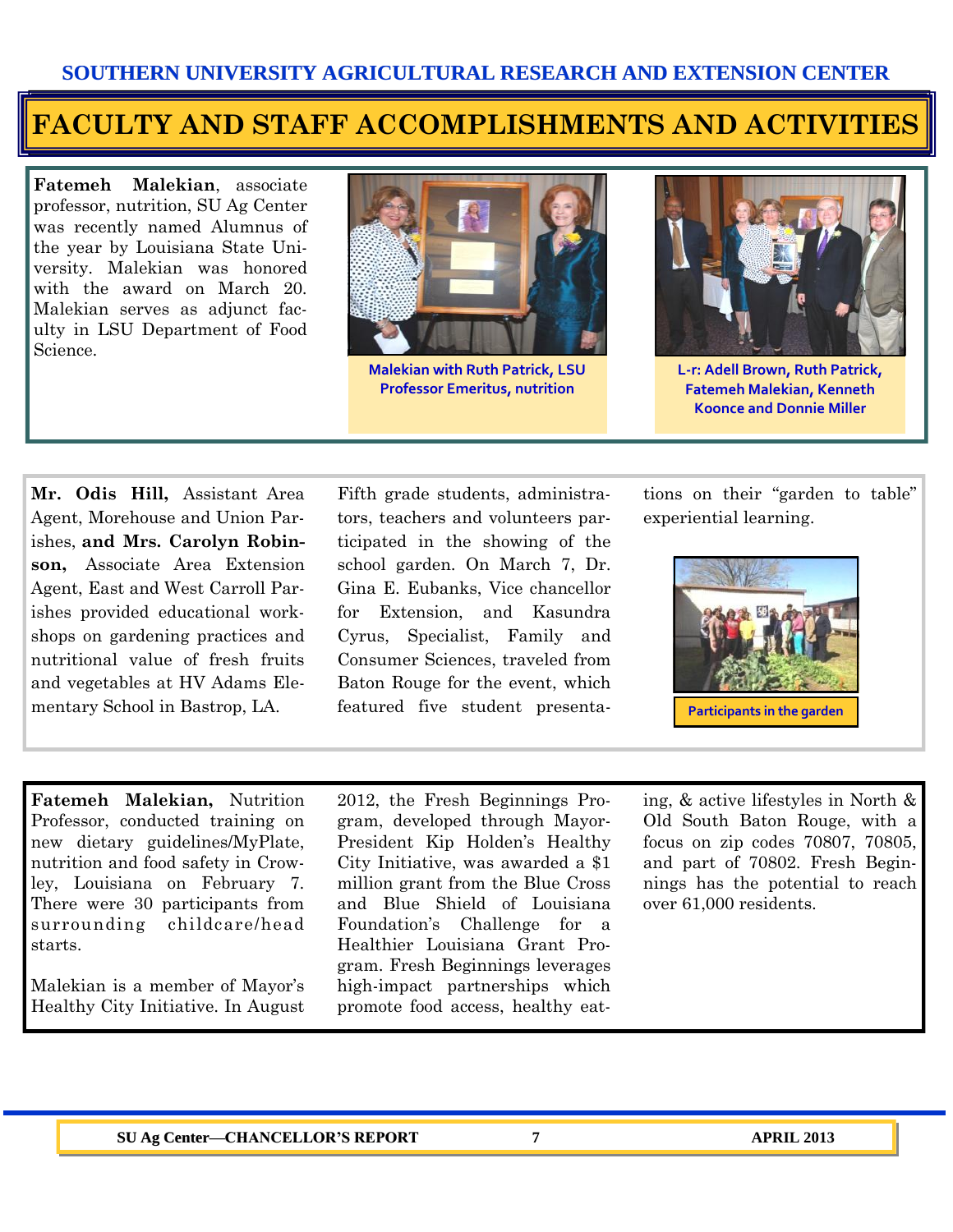SOUTHERN UNIVERSITY AGRICULTURAL RESEARCH AND EXTENSION CENTER

# FACULTY AND STAFF ACCOMPLISHMENTS AND ACTIVITIES

**Fatemeh Malekian**, associate professor, nutrition, SU Ag Center was recently named Alumnus of the year by Louisiana State University. Malekian was honored with the award on March 20. Malekian serves as adjunct faculty in LSU Department of Food Science.

Malekian with Ruth Patrick, LSU Professor Emeritus, nutrition

L-r: Adell Brown, Ruth Patrick, Fatemeh Malekian, Kenneth Koonce and Donnie Miller

**Mr. Odis Hill,** Assistant Area Agent, Morehouse and Union Parishes, **and Mrs. Carolyn Robinson,** Associate Area Extension Agent, East and West Carroll Parishes provided educational workshops on gardening practices and nutritional value of fresh fruits and vegetables at HV Adams Elementary School in Bastrop, LA. Fifth grade students, administrators, teachers and volunteers participated in the showing of the school garden. On March 7, Dr. Gina E. Eubanks, Vice chancellor for Extension, and Kasundra Cyrus, Specialist, Family and Consumer Sciences, traveled from Baton Rouge for the event, which featured five student presentations on their "garden to table" experiential learning.

Participants in the garden

**Fatemeh Malekian,** Nutrition Professor, conducted training on new dietary guidelines/MyPlate, nutrition and food safety in Crowley, Louisiana on February 7. There were 30 participants from surrounding childcare/head starts.

Malekian is a member of Mayor's Healthy City Initiative. In August 2012, the Fresh Beginnings Program, developed through Mayor-President Kip Holden's Healthy City Initiative, was awarded a $1 million grant from the Blue Cross and Blue Shield of Louisiana Foundation's Challenge for a Healthier Louisiana Grant Program. Fresh Beginnings leverages high-impact partnerships which promote food access, healthy eating, & active lifestyles in North & Old South Baton Rouge, with a focus on zip codes 70807, 70805, and part of 70802. Fresh Beginnings has the potential to reach over 61,000 residents.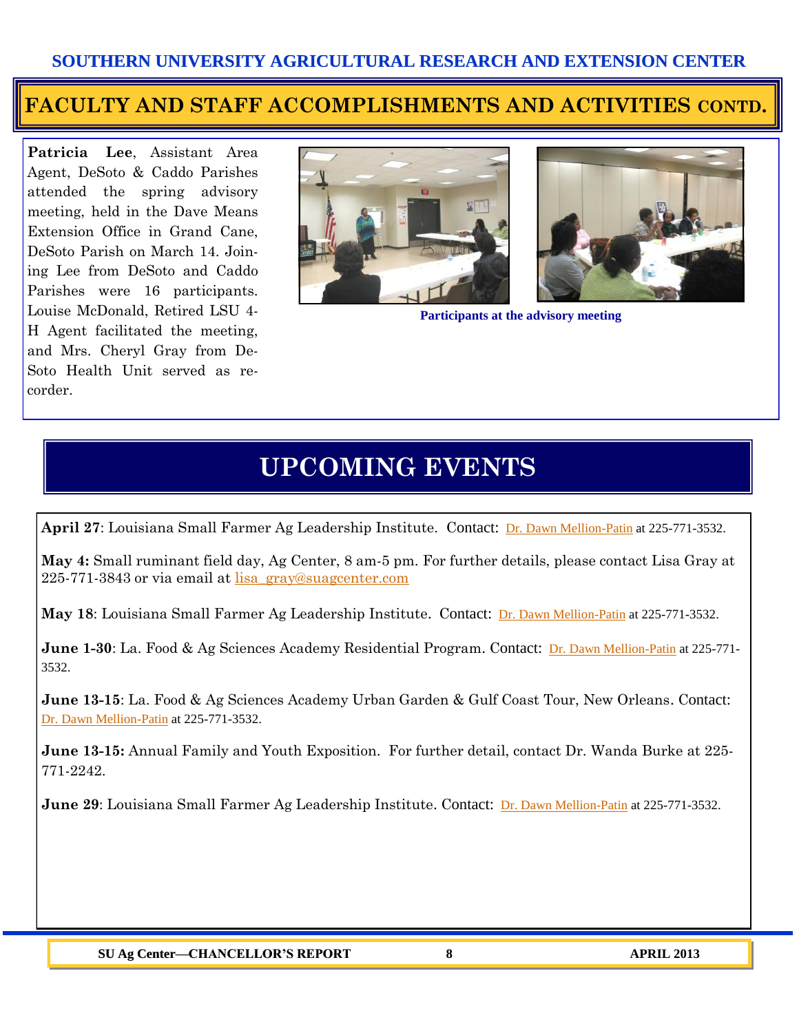## FACULTY AND STAFF ACCOMPLISHMENTS AND ACTIVITIES CONTD.

**Patricia Lee**, Assistant Area Agent, DeSoto & Caddo Parishes attended the spring advisory meeting, held in the Dave Means Extension Office in Grand Cane, DeSoto Parish on March 14. Joining Lee from DeSoto and Caddo Parishes were 16 participants. Louise McDonald, Retired LSU 4-H Agent facilitated the meeting, and Mrs. Cheryl Gray from DeSoto Health Unit served as recorder.

Participants at the advisory meeting

# UPCOMING EVENTS

**April 27**: Louisiana Small Farmer Ag Leadership Institute. Contact: Dr. Dawn Mellion-Patin at 225-771-3532.

**May 4:** Small ruminant field day, Ag Center, 8 am-5 pm. For further details, please contact Lisa Gray at 225-771-3843 or via email at lisa_gray@suagcenter.com

**May 18**: Louisiana Small Farmer Ag Leadership Institute. Contact: Dr. Dawn Mellion-Patin at 225-771-3532.

**June 1-30**: La. Food & Ag Sciences Academy Residential Program. Contact: Dr. Dawn Mellion-Patin at 225-771-3532.

**June 13-15**: La. Food & Ag Sciences Academy Urban Garden & Gulf Coast Tour, New Orleans. Contact: Dr. Dawn Mellion-Patin at 225-771-3532.

**June 13-15:** Annual Family and Youth Exposition. For further detail, contact Dr. Wanda Burke at 225-771-2242.

**June 29**: Louisiana Small Farmer Ag Leadership Institute. Contact: Dr. Dawn Mellion-Patin at 225-771-3532.